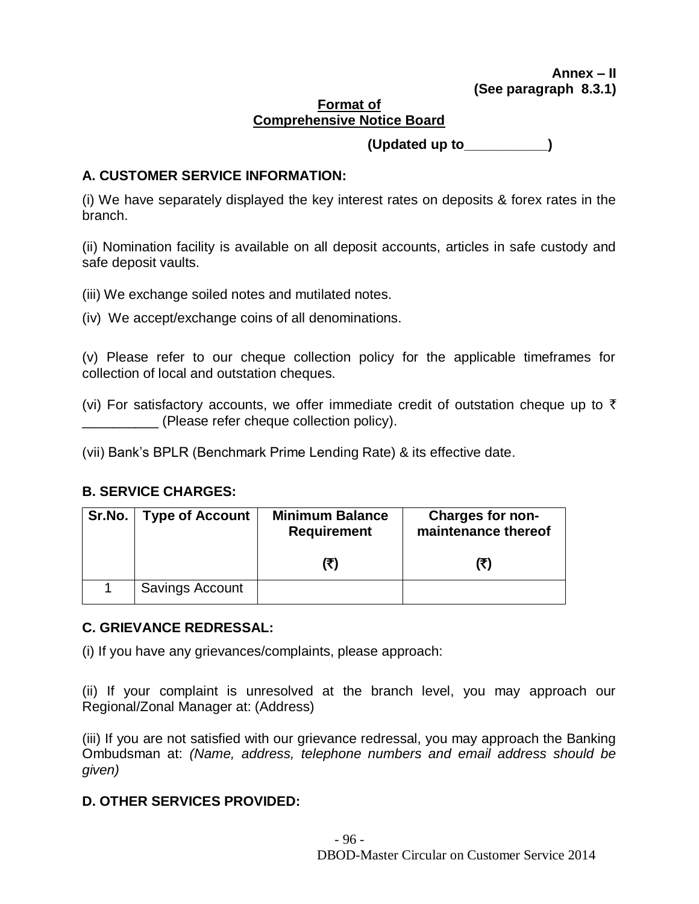**Annex – II**
**(See paragraph 8.3.1)**

**Format of**
**Comprehensive Notice Board**

**(Updated up to___________)**

**A. CUSTOMER SERVICE INFORMATION:**

(i) We have separately displayed the key interest rates on deposits & forex rates in the branch.

(ii) Nomination facility is available on all deposit accounts, articles in safe custody and safe deposit vaults.

(iii) We exchange soiled notes and mutilated notes.

(iv) We accept/exchange coins of all denominations.

(v) Please refer to our cheque collection policy for the applicable timeframes for collection of local and outstation cheques.

(vi) For satisfactory accounts, we offer immediate credit of outstation cheque up to ₹ __________ (Please refer cheque collection policy).

(vii) Bank's BPLR (Benchmark Prime Lending Rate) & its effective date.

**B. SERVICE CHARGES:**

| Sr.No. | Type of Account | Minimum Balance Requirement (₹) | Charges for non-maintenance thereof (₹) |
|---|---|---|---|
| 1 | Savings Account | | |

**C. GRIEVANCE REDRESSAL:**

(i) If you have any grievances/complaints, please approach:

(ii) If your complaint is unresolved at the branch level, you may approach our Regional/Zonal Manager at: (Address)

(iii) If you are not satisfied with our grievance redressal, you may approach the Banking Ombudsman at: *(Name, address, telephone numbers and email address should be given)*

**D. OTHER SERVICES PROVIDED:**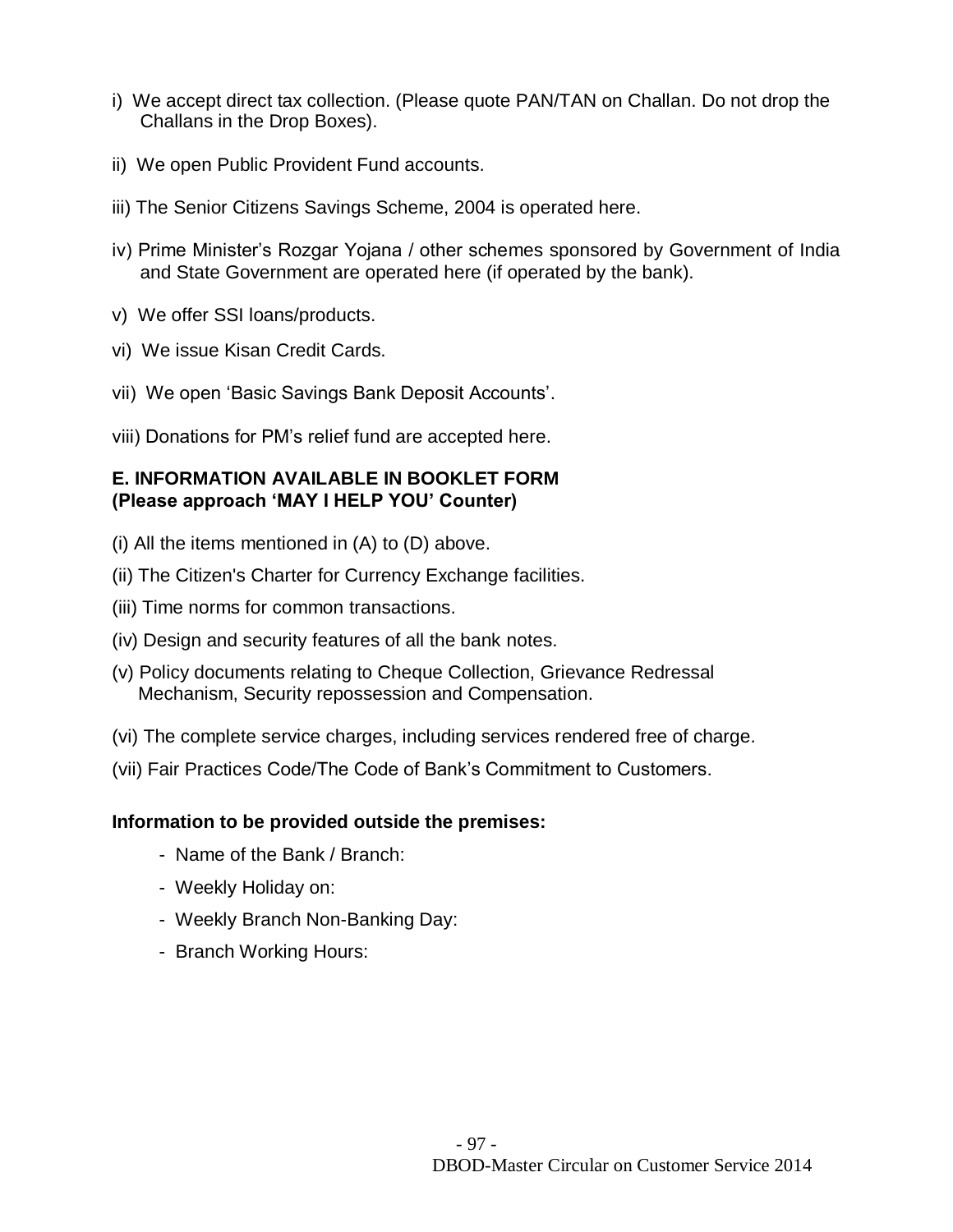i) We accept direct tax collection. (Please quote PAN/TAN on Challan. Do not drop the Challans in the Drop Boxes).

ii) We open Public Provident Fund accounts.

iii) The Senior Citizens Savings Scheme, 2004 is operated here.

iv) Prime Minister's Rozgar Yojana / other schemes sponsored by Government of India and State Government are operated here (if operated by the bank).

v) We offer SSI loans/products.

vi) We issue Kisan Credit Cards.

vii) We open 'Basic Savings Bank Deposit Accounts'.

viii) Donations for PM's relief fund are accepted here.

**E. INFORMATION AVAILABLE IN BOOKLET FORM**
**(Please approach 'MAY I HELP YOU' Counter)**

(i) All the items mentioned in (A) to (D) above.

(ii) The Citizen's Charter for Currency Exchange facilities.

(iii) Time norms for common transactions.

(iv) Design and security features of all the bank notes.

(v) Policy documents relating to Cheque Collection, Grievance Redressal Mechanism, Security repossession and Compensation.

(vi) The complete service charges, including services rendered free of charge.

(vii) Fair Practices Code/The Code of Bank's Commitment to Customers.

**Information to be provided outside the premises:**

- Name of the Bank / Branch:
- Weekly Holiday on:
- Weekly Branch Non-Banking Day:
- Branch Working Hours: